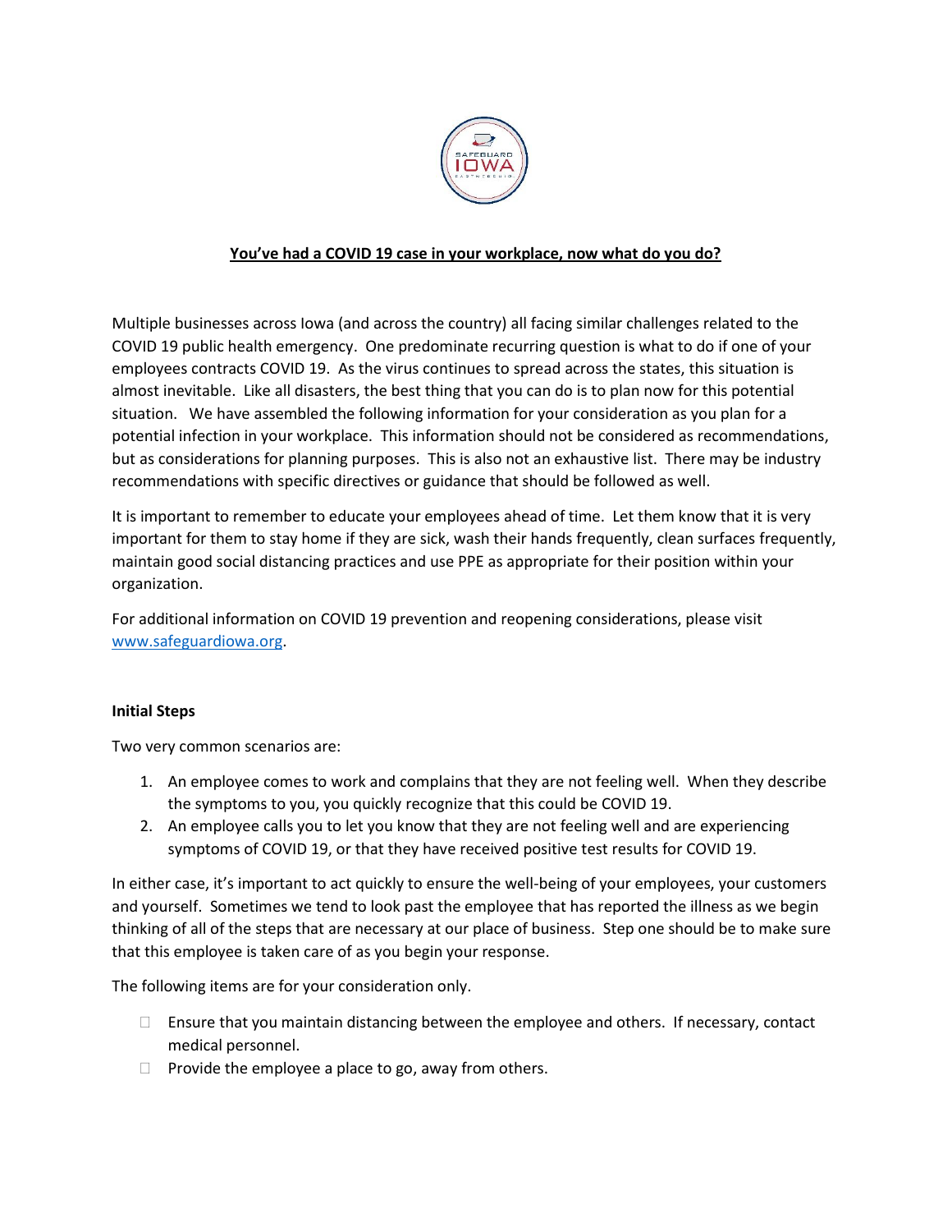**You've had a COVID 19 case in your workplace, now what do you do?**

Multiple businesses across Iowa (and across the country) all facing similar challenges related to the COVID 19 public health emergency. One predominate recurring question is what to do if one of your employees contracts COVID 19. As the virus continues to spread across the states, this situation is almost inevitable. Like all disasters, the best thing that you can do is to plan now for this potential situation. We have assembled the following information for your consideration as you plan for a potential infection in your workplace. This information should not be considered as recommendations, but as considerations for planning purposes. This is also not an exhaustive list. There may be industry recommendations with specific directives or guidance that should be followed as well.

It is important to remember to educate your employees ahead of time. Let them know that it is very important for them to stay home if they are sick, wash their hands frequently, clean surfaces frequently, maintain good social distancing practices and use PPE as appropriate for their position within your organization.

For additional information on COVID 19 prevention and reopening considerations, please visit [www.safeguardiowa.org](http://www.safeguardiowa.org).

**Initial Steps**

Two very common scenarios are:

1. An employee comes to work and complains that they are not feeling well. When they describe the symptoms to you, you quickly recognize that this could be COVID 19.
2. An employee calls you to let you know that they are not feeling well and are experiencing symptoms of COVID 19, or that they have received positive test results for COVID 19.

In either case, it's important to act quickly to ensure the well-being of your employees, your customers and yourself. Sometimes we tend to look past the employee that has reported the illness as we begin thinking of all of the steps that are necessary at our place of business. Step one should be to make sure that this employee is taken care of as you begin your response.

The following items are for your consideration only.

- ☐ Ensure that you maintain distancing between the employee and others. If necessary, contact medical personnel.
- ☐ Provide the employee a place to go, away from others.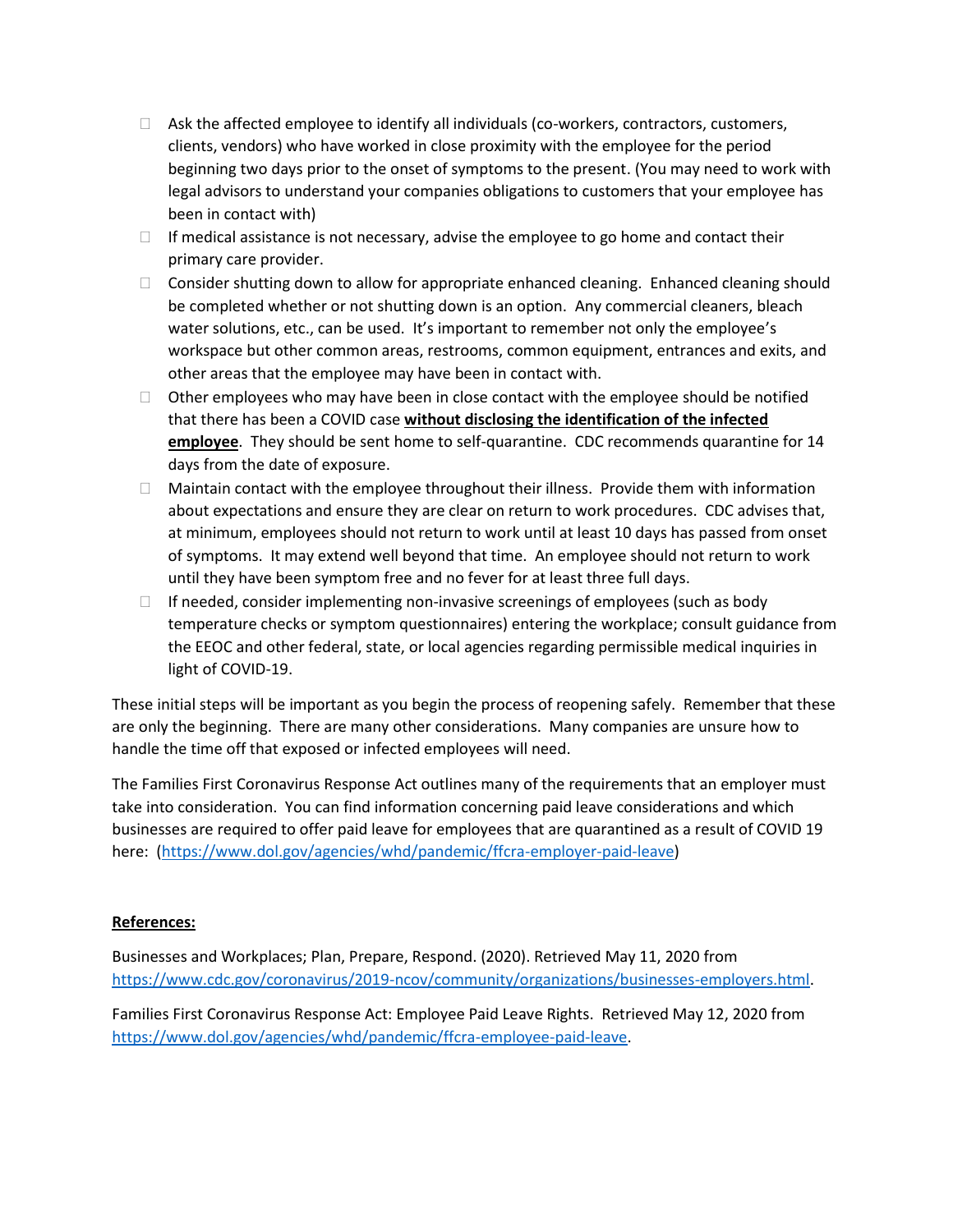- Ask the affected employee to identify all individuals (co-workers, contractors, customers, clients, vendors) who have worked in close proximity with the employee for the period beginning two days prior to the onset of symptoms to the present. (You may need to work with legal advisors to understand your companies obligations to customers that your employee has been in contact with)
- If medical assistance is not necessary, advise the employee to go home and contact their primary care provider.
- Consider shutting down to allow for appropriate enhanced cleaning. Enhanced cleaning should be completed whether or not shutting down is an option. Any commercial cleaners, bleach water solutions, etc., can be used. It's important to remember not only the employee's workspace but other common areas, restrooms, common equipment, entrances and exits, and other areas that the employee may have been in contact with.
- Other employees who may have been in close contact with the employee should be notified that there has been a COVID case **<u>without disclosing the identification of the infected employee</u>**. They should be sent home to self-quarantine. CDC recommends quarantine for 14 days from the date of exposure.
- Maintain contact with the employee throughout their illness. Provide them with information about expectations and ensure they are clear on return to work procedures. CDC advises that, at minimum, employees should not return to work until at least 10 days has passed from onset of symptoms. It may extend well beyond that time. An employee should not return to work until they have been symptom free and no fever for at least three full days.
- If needed, consider implementing non-invasive screenings of employees (such as body temperature checks or symptom questionnaires) entering the workplace; consult guidance from the EEOC and other federal, state, or local agencies regarding permissible medical inquiries in light of COVID-19.

These initial steps will be important as you begin the process of reopening safely. Remember that these are only the beginning. There are many other considerations. Many companies are unsure how to handle the time off that exposed or infected employees will need.

The Families First Coronavirus Response Act outlines many of the requirements that an employer must take into consideration. You can find information concerning paid leave considerations and which businesses are required to offer paid leave for employees that are quarantined as a result of COVID 19 here: (https://www.dol.gov/agencies/whd/pandemic/ffcra-employer-paid-leave)

**<u>References:</u>**

Businesses and Workplaces; Plan, Prepare, Respond. (2020). Retrieved May 11, 2020 from https://www.cdc.gov/coronavirus/2019-ncov/community/organizations/businesses-employers.html.

Families First Coronavirus Response Act: Employee Paid Leave Rights. Retrieved May 12, 2020 from https://www.dol.gov/agencies/whd/pandemic/ffcra-employee-paid-leave.